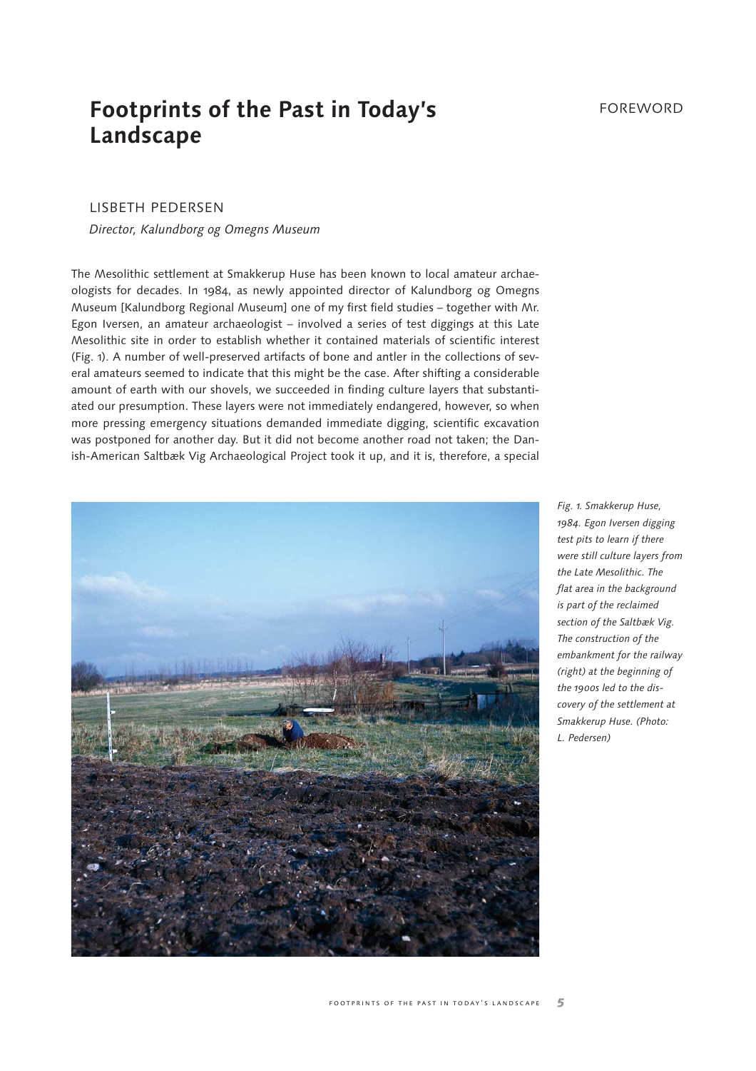# Footprints of the Past in Today's Landscape

FOREWORD

LISBETH PEDERSEN

*Director, Kalundborg og Omegns Museum*

The Mesolithic settlement at Smakkerup Huse has been known to local amateur archaeologists for decades. In 1984, as newly appointed director of Kalundborg og Omegns Museum [Kalundborg Regional Museum] one of my first field studies – together with Mr. Egon Iversen, an amateur archaeologist – involved a series of test diggings at this Late Mesolithic site in order to establish whether it contained materials of scientific interest (Fig. 1). A number of well-preserved artifacts of bone and antler in the collections of several amateurs seemed to indicate that this might be the case. After shifting a considerable amount of earth with our shovels, we succeeded in finding culture layers that substantiated our presumption. These layers were not immediately endangered, however, so when more pressing emergency situations demanded immediate digging, scientific excavation was postponed for another day. But it did not become another road not taken; the Danish-American Saltbæk Vig Archaeological Project took it up, and it is, therefore, a special

*Fig. 1. Smakkerup Huse, 1984. Egon Iversen digging test pits to learn if there were still culture layers from the Late Mesolithic. The flat area in the background is part of the reclaimed section of the Saltbæk Vig. The construction of the embankment for the railway (right) at the beginning of the 1900s led to the discovery of the settlement at Smakkerup Huse. (Photo: L. Pedersen)*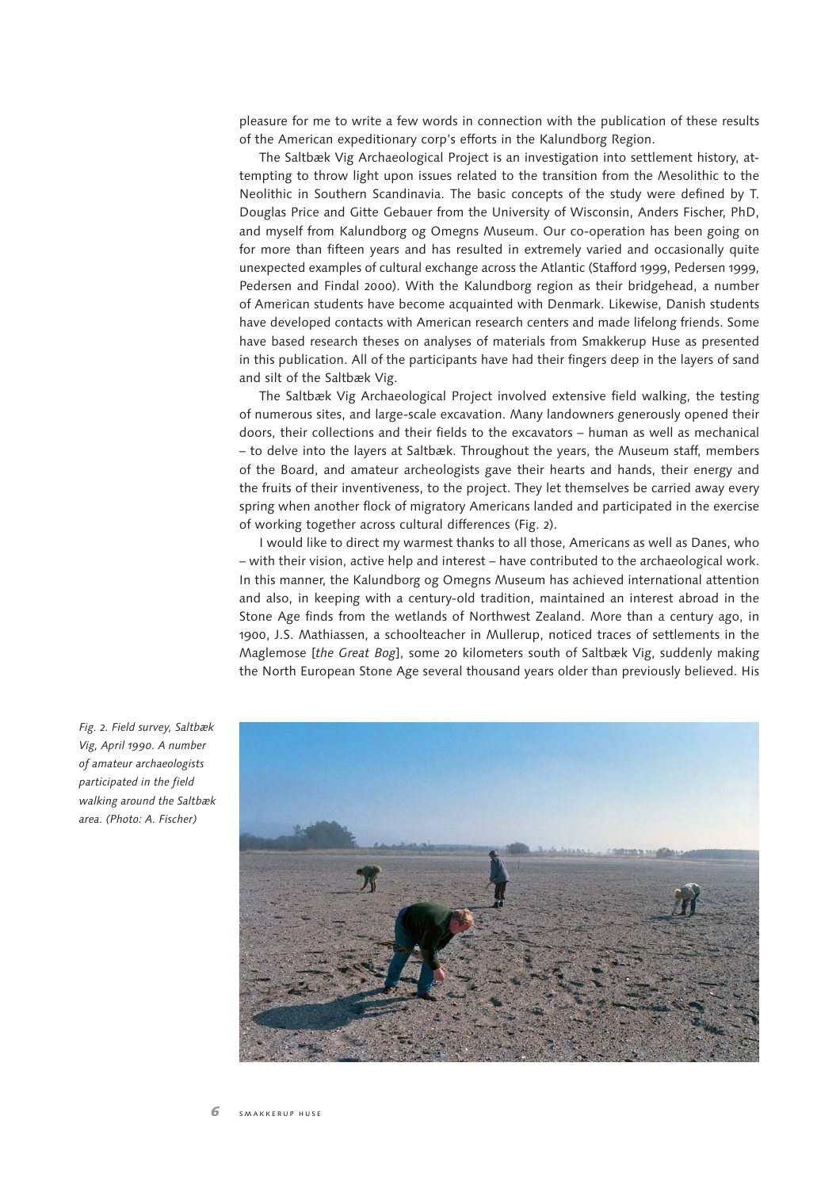pleasure for me to write a few words in connection with the publication of these results of the American expeditionary corp's efforts in the Kalundborg Region.

The Saltbæk Vig Archaeological Project is an investigation into settlement history, attempting to throw light upon issues related to the transition from the Mesolithic to the Neolithic in Southern Scandinavia. The basic concepts of the study were defined by T. Douglas Price and Gitte Gebauer from the University of Wisconsin, Anders Fischer, PhD, and myself from Kalundborg og Omegns Museum. Our co-operation has been going on for more than fifteen years and has resulted in extremely varied and occasionally quite unexpected examples of cultural exchange across the Atlantic (Stafford 1999, Pedersen 1999, Pedersen and Findal 2000). With the Kalundborg region as their bridgehead, a number of American students have become acquainted with Denmark. Likewise, Danish students have developed contacts with American research centers and made lifelong friends. Some have based research theses on analyses of materials from Smakkerup Huse as presented in this publication. All of the participants have had their fingers deep in the layers of sand and silt of the Saltbæk Vig.

The Saltbæk Vig Archaeological Project involved extensive field walking, the testing of numerous sites, and large-scale excavation. Many landowners generously opened their doors, their collections and their fields to the excavators – human as well as mechanical – to delve into the layers at Saltbæk. Throughout the years, the Museum staff, members of the Board, and amateur archeologists gave their hearts and hands, their energy and the fruits of their inventiveness, to the project. They let themselves be carried away every spring when another flock of migratory Americans landed and participated in the exercise of working together across cultural differences (Fig. 2).

I would like to direct my warmest thanks to all those, Americans as well as Danes, who – with their vision, active help and interest – have contributed to the archaeological work. In this manner, the Kalundborg og Omegns Museum has achieved international attention and also, in keeping with a century-old tradition, maintained an interest abroad in the Stone Age finds from the wetlands of Northwest Zealand. More than a century ago, in 1900, J.S. Mathiassen, a schoolteacher in Mullerup, noticed traces of settlements in the Maglemose [*the Great Bog*], some 20 kilometers south of Saltbæk Vig, suddenly making the North European Stone Age several thousand years older than previously believed. His

*Fig. 2. Field survey, Saltbæk Vig, April 1990. A number of amateur archaeologists participated in the field walking around the Saltbæk area. (Photo: A. Fischer)*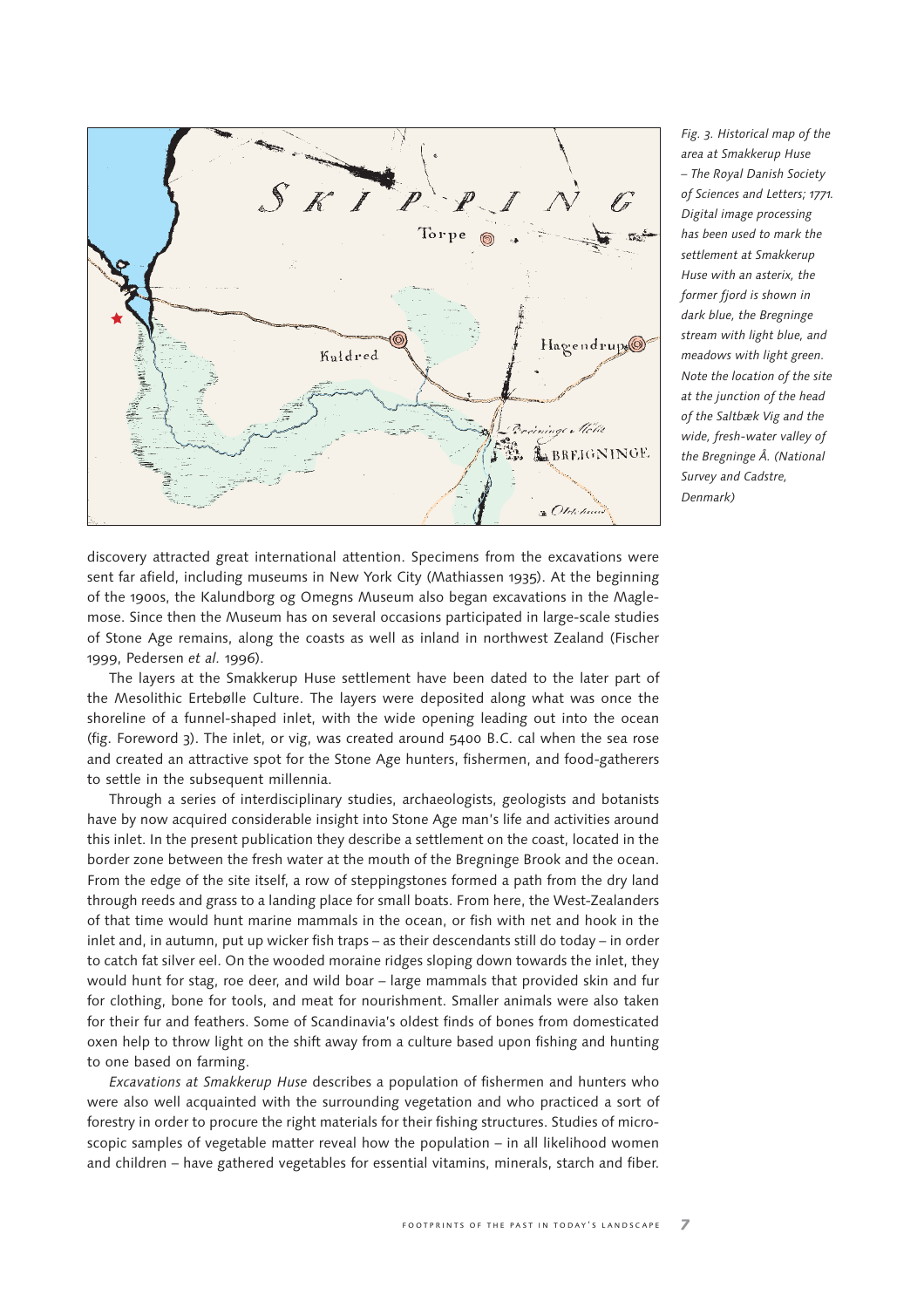Fig. 3. Historical map of the area at Smakkerup Huse – The Royal Danish Society of Sciences and Letters; 1771. Digital image processing has been used to mark the settlement at Smakkerup Huse with an asterix, the former fjord is shown in dark blue, the Bregninge stream with light blue, and meadows with light green. Note the location of the site at the junction of the head of the Saltbæk Vig and the wide, fresh-water valley of the Bregninge Å. (National Survey and Cadstre, Denmark)

discovery attracted great international attention. Specimens from the excavations were sent far afield, including museums in New York City (Mathiassen 1935). At the beginning of the 1900s, the Kalundborg og Omegns Museum also began excavations in the Maglemose. Since then the Museum has on several occasions participated in large-scale studies of Stone Age remains, along the coasts as well as inland in northwest Zealand (Fischer 1999, Pedersen *et al.* 1996).

The layers at the Smakkerup Huse settlement have been dated to the later part of the Mesolithic Ertebølle Culture. The layers were deposited along what was once the shoreline of a funnel-shaped inlet, with the wide opening leading out into the ocean (fig. Foreword 3). The inlet, or vig, was created around 5400 B.C. cal when the sea rose and created an attractive spot for the Stone Age hunters, fishermen, and food-gatherers to settle in the subsequent millennia.

Through a series of interdisciplinary studies, archaeologists, geologists and botanists have by now acquired considerable insight into Stone Age man's life and activities around this inlet. In the present publication they describe a settlement on the coast, located in the border zone between the fresh water at the mouth of the Bregninge Brook and the ocean. From the edge of the site itself, a row of steppingstones formed a path from the dry land through reeds and grass to a landing place for small boats. From here, the West-Zealanders of that time would hunt marine mammals in the ocean, or fish with net and hook in the inlet and, in autumn, put up wicker fish traps – as their descendants still do today – in order to catch fat silver eel. On the wooded moraine ridges sloping down towards the inlet, they would hunt for stag, roe deer, and wild boar – large mammals that provided skin and fur for clothing, bone for tools, and meat for nourishment. Smaller animals were also taken for their fur and feathers. Some of Scandinavia's oldest finds of bones from domesticated oxen help to throw light on the shift away from a culture based upon fishing and hunting to one based on farming.

*Excavations at Smakkerup Huse* describes a population of fishermen and hunters who were also well acquainted with the surrounding vegetation and who practiced a sort of forestry in order to procure the right materials for their fishing structures. Studies of microscopic samples of vegetable matter reveal how the population – in all likelihood women and children – have gathered vegetables for essential vitamins, minerals, starch and fiber.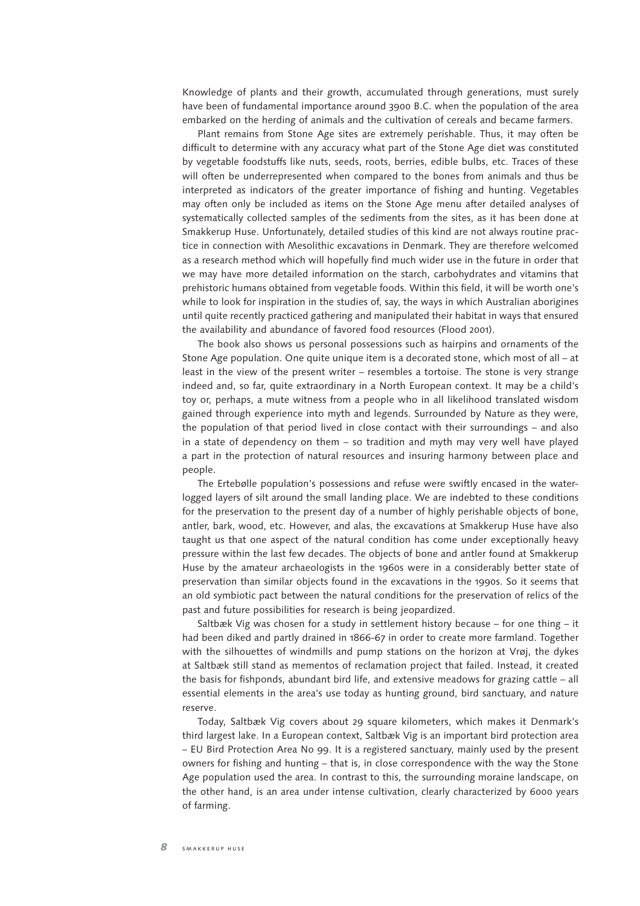Knowledge of plants and their growth, accumulated through generations, must surely have been of fundamental importance around 3900 B.C. when the population of the area embarked on the herding of animals and the cultivation of cereals and became farmers.

Plant remains from Stone Age sites are extremely perishable. Thus, it may often be difficult to determine with any accuracy what part of the Stone Age diet was constituted by vegetable foodstuffs like nuts, seeds, roots, berries, edible bulbs, etc. Traces of these will often be underrepresented when compared to the bones from animals and thus be interpreted as indicators of the greater importance of fishing and hunting. Vegetables may often only be included as items on the Stone Age menu after detailed analyses of systematically collected samples of the sediments from the sites, as it has been done at Smakkerup Huse. Unfortunately, detailed studies of this kind are not always routine practice in connection with Mesolithic excavations in Denmark. They are therefore welcomed as a research method which will hopefully find much wider use in the future in order that we may have more detailed information on the starch, carbohydrates and vitamins that prehistoric humans obtained from vegetable foods. Within this field, it will be worth one's while to look for inspiration in the studies of, say, the ways in which Australian aborigines until quite recently practiced gathering and manipulated their habitat in ways that ensured the availability and abundance of favored food resources (Flood 2001).

The book also shows us personal possessions such as hairpins and ornaments of the Stone Age population. One quite unique item is a decorated stone, which most of all – at least in the view of the present writer – resembles a tortoise. The stone is very strange indeed and, so far, quite extraordinary in a North European context. It may be a child's toy or, perhaps, a mute witness from a people who in all likelihood translated wisdom gained through experience into myth and legends. Surrounded by Nature as they were, the population of that period lived in close contact with their surroundings – and also in a state of dependency on them – so tradition and myth may very well have played a part in the protection of natural resources and insuring harmony between place and people.

The Ertebølle population's possessions and refuse were swiftly encased in the waterlogged layers of silt around the small landing place. We are indebted to these conditions for the preservation to the present day of a number of highly perishable objects of bone, antler, bark, wood, etc. However, and alas, the excavations at Smakkerup Huse have also taught us that one aspect of the natural condition has come under exceptionally heavy pressure within the last few decades. The objects of bone and antler found at Smakkerup Huse by the amateur archaeologists in the 1960s were in a considerably better state of preservation than similar objects found in the excavations in the 1990s. So it seems that an old symbiotic pact between the natural conditions for the preservation of relics of the past and future possibilities for research is being jeopardized.

Saltbæk Vig was chosen for a study in settlement history because – for one thing – it had been diked and partly drained in 1866-67 in order to create more farmland. Together with the silhouettes of windmills and pump stations on the horizon at Vrøj, the dykes at Saltbæk still stand as mementos of reclamation project that failed. Instead, it created the basis for fishponds, abundant bird life, and extensive meadows for grazing cattle – all essential elements in the area's use today as hunting ground, bird sanctuary, and nature reserve.

Today, Saltbæk Vig covers about 29 square kilometers, which makes it Denmark's third largest lake. In a European context, Saltbæk Vig is an important bird protection area – EU Bird Protection Area No 99. It is a registered sanctuary, mainly used by the present owners for fishing and hunting – that is, in close correspondence with the way the Stone Age population used the area. In contrast to this, the surrounding moraine landscape, on the other hand, is an area under intense cultivation, clearly characterized by 6000 years of farming.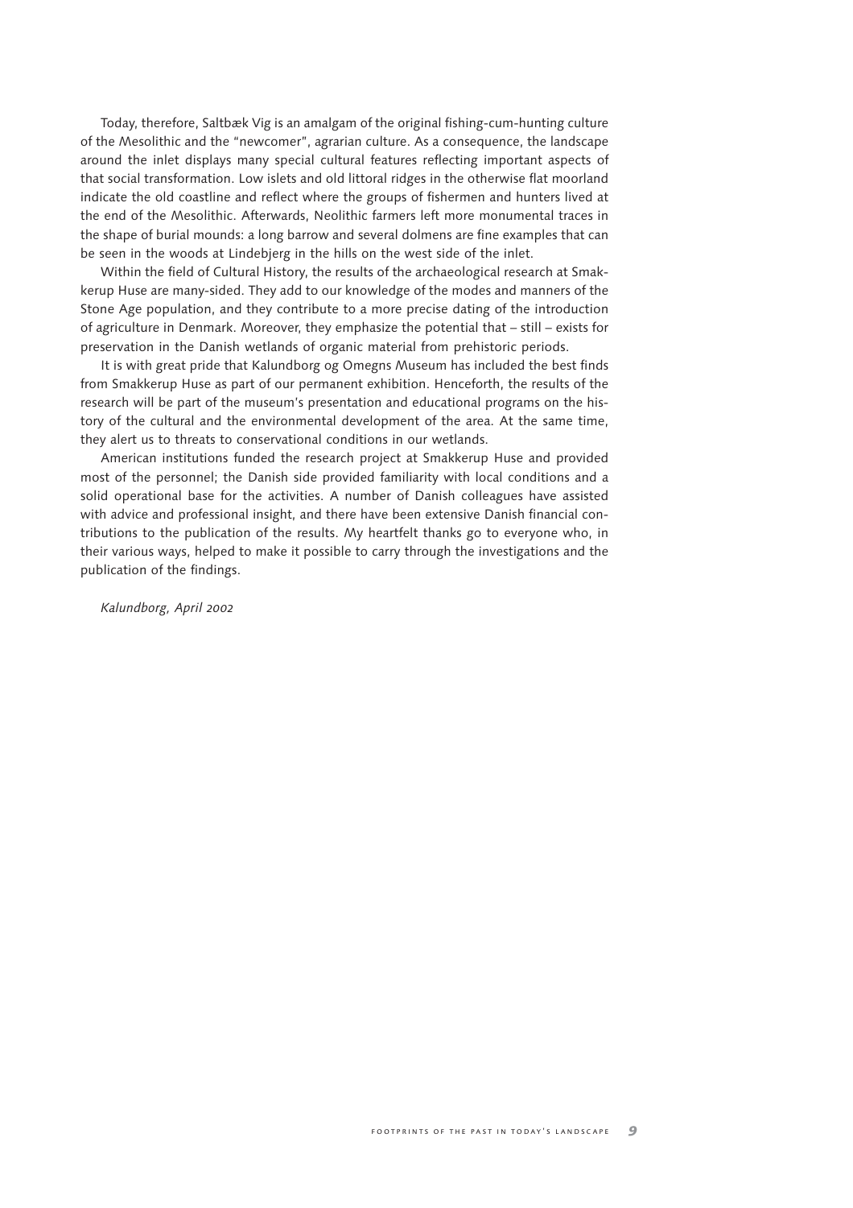Today, therefore, Saltbæk Vig is an amalgam of the original fishing-cum-hunting culture of the Mesolithic and the "newcomer", agrarian culture. As a consequence, the landscape around the inlet displays many special cultural features reflecting important aspects of that social transformation. Low islets and old littoral ridges in the otherwise flat moorland indicate the old coastline and reflect where the groups of fishermen and hunters lived at the end of the Mesolithic. Afterwards, Neolithic farmers left more monumental traces in the shape of burial mounds: a long barrow and several dolmens are fine examples that can be seen in the woods at Lindebjerg in the hills on the west side of the inlet.

Within the field of Cultural History, the results of the archaeological research at Smakkerup Huse are many-sided. They add to our knowledge of the modes and manners of the Stone Age population, and they contribute to a more precise dating of the introduction of agriculture in Denmark. Moreover, they emphasize the potential that – still – exists for preservation in the Danish wetlands of organic material from prehistoric periods.

It is with great pride that Kalundborg og Omegns Museum has included the best finds from Smakkerup Huse as part of our permanent exhibition. Henceforth, the results of the research will be part of the museum's presentation and educational programs on the history of the cultural and the environmental development of the area. At the same time, they alert us to threats to conservational conditions in our wetlands.

American institutions funded the research project at Smakkerup Huse and provided most of the personnel; the Danish side provided familiarity with local conditions and a solid operational base for the activities. A number of Danish colleagues have assisted with advice and professional insight, and there have been extensive Danish financial contributions to the publication of the results. My heartfelt thanks go to everyone who, in their various ways, helped to make it possible to carry through the investigations and the publication of the findings.

*Kalundborg, April 2002*